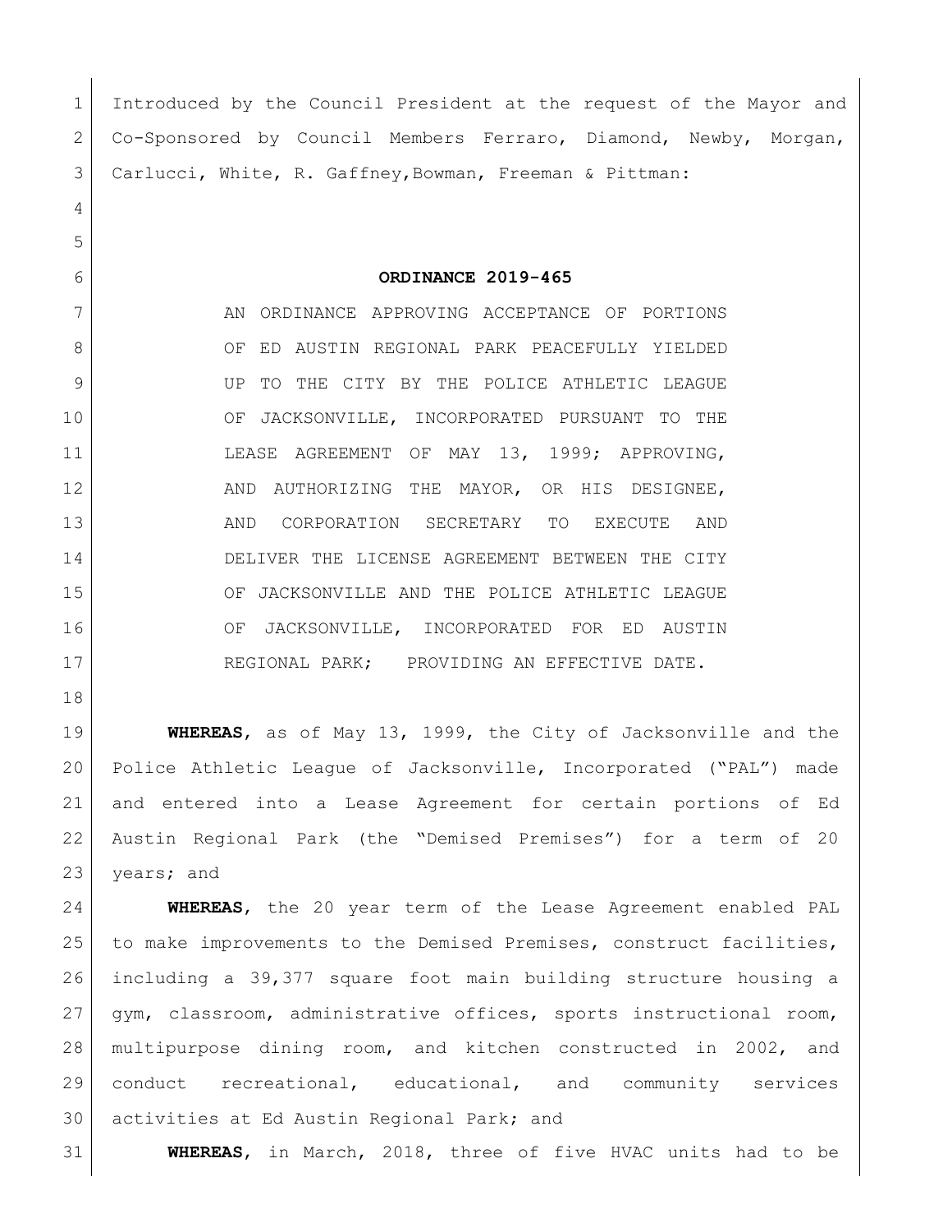Introduced by the Council President at the request of the Mayor and Co-Sponsored by Council Members Ferraro, Diamond, Newby, Morgan, Carlucci, White, R. Gaffney,Bowman, Freeman & Pittman:

**ORDINANCE 2019-465**

AN ORDINANCE APPROVING ACCEPTANCE OF PORTIONS OF ED AUSTIN REGIONAL PARK PEACEFULLY YIELDED UP TO THE CITY BY THE POLICE ATHLETIC LEAGUE OF JACKSONVILLE, INCORPORATED PURSUANT TO THE LEASE AGREEMENT OF MAY 13, 1999; APPROVING, AND AUTHORIZING THE MAYOR, OR HIS DESIGNEE, AND CORPORATION SECRETARY TO EXECUTE AND DELIVER THE LICENSE AGREEMENT BETWEEN THE CITY OF JACKSONVILLE AND THE POLICE ATHLETIC LEAGUE OF JACKSONVILLE, INCORPORATED FOR ED AUSTIN REGIONAL PARK; PROVIDING AN EFFECTIVE DATE.

**WHEREAS**, as of May 13, 1999, the City of Jacksonville and the Police Athletic League of Jacksonville, Incorporated ("PAL") made and entered into a Lease Agreement for certain portions of Ed Austin Regional Park (the "Demised Premises") for a term of 20 years; and

**WHEREAS**, the 20 year term of the Lease Agreement enabled PAL to make improvements to the Demised Premises, construct facilities, including a 39,377 square foot main building structure housing a gym, classroom, administrative offices, sports instructional room, multipurpose dining room, and kitchen constructed in 2002, and conduct recreational, educational, and community services activities at Ed Austin Regional Park; and

**WHEREAS**, in March, 2018, three of five HVAC units had to be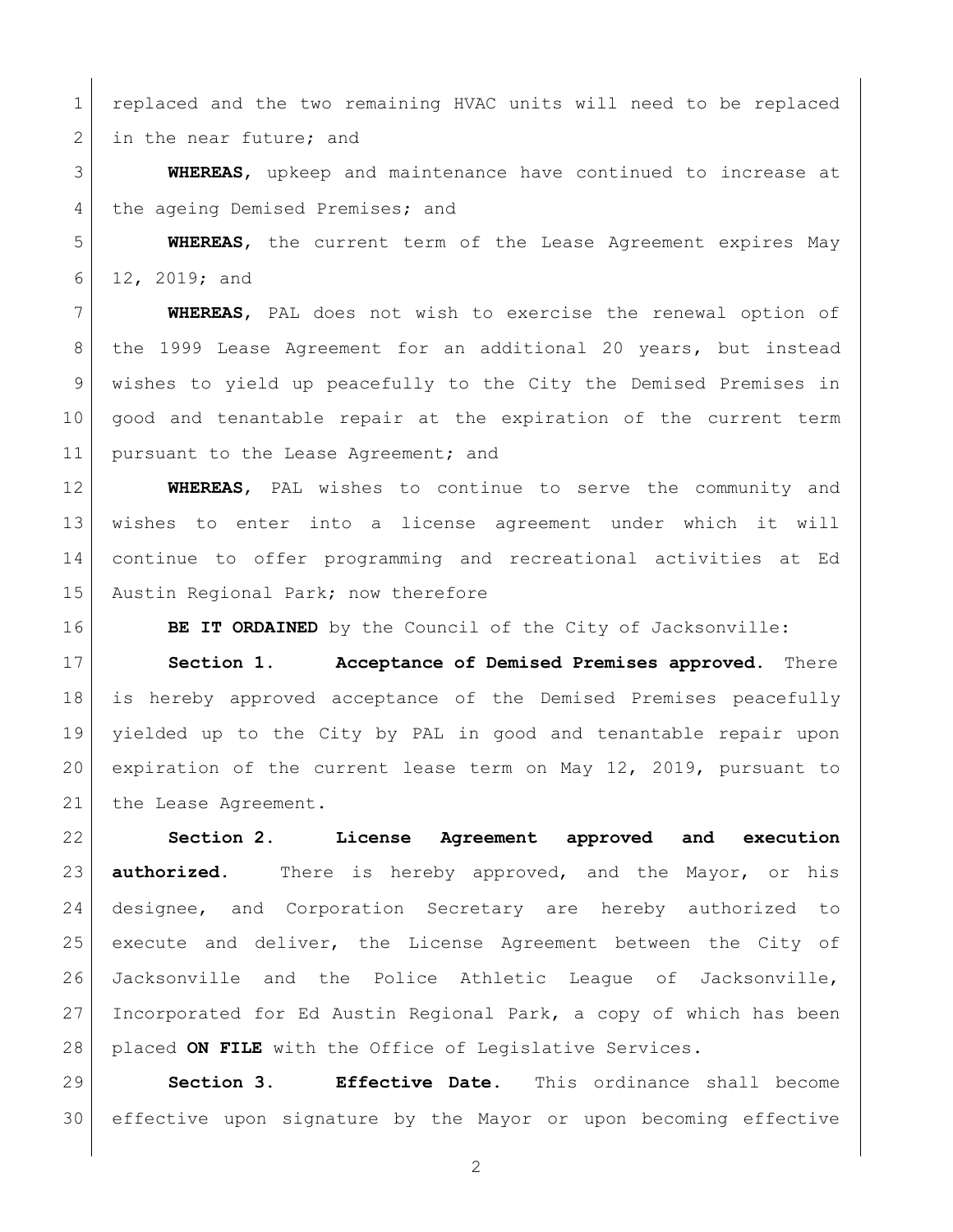replaced and the two remaining HVAC units will need to be replaced in the near future; and

**WHEREAS**, upkeep and maintenance have continued to increase at the ageing Demised Premises; and

**WHEREAS**, the current term of the Lease Agreement expires May 12, 2019; and

**WHEREAS**, PAL does not wish to exercise the renewal option of the 1999 Lease Agreement for an additional 20 years, but instead wishes to yield up peacefully to the City the Demised Premises in good and tenantable repair at the expiration of the current term pursuant to the Lease Agreement; and

**WHEREAS**, PAL wishes to continue to serve the community and wishes to enter into a license agreement under which it will continue to offer programming and recreational activities at Ed Austin Regional Park; now therefore

**BE IT ORDAINED** by the Council of the City of Jacksonville:

**Section 1. Acceptance of Demised Premises approved.** There is hereby approved acceptance of the Demised Premises peacefully yielded up to the City by PAL in good and tenantable repair upon expiration of the current lease term on May 12, 2019, pursuant to the Lease Agreement.

**Section 2. License Agreement approved and execution authorized.** There is hereby approved, and the Mayor, or his designee, and Corporation Secretary are hereby authorized to execute and deliver, the License Agreement between the City of Jacksonville and the Police Athletic League of Jacksonville, Incorporated for Ed Austin Regional Park, a copy of which has been placed **ON FILE** with the Office of Legislative Services.

**Section 3. Effective Date.** This ordinance shall become effective upon signature by the Mayor or upon becoming effective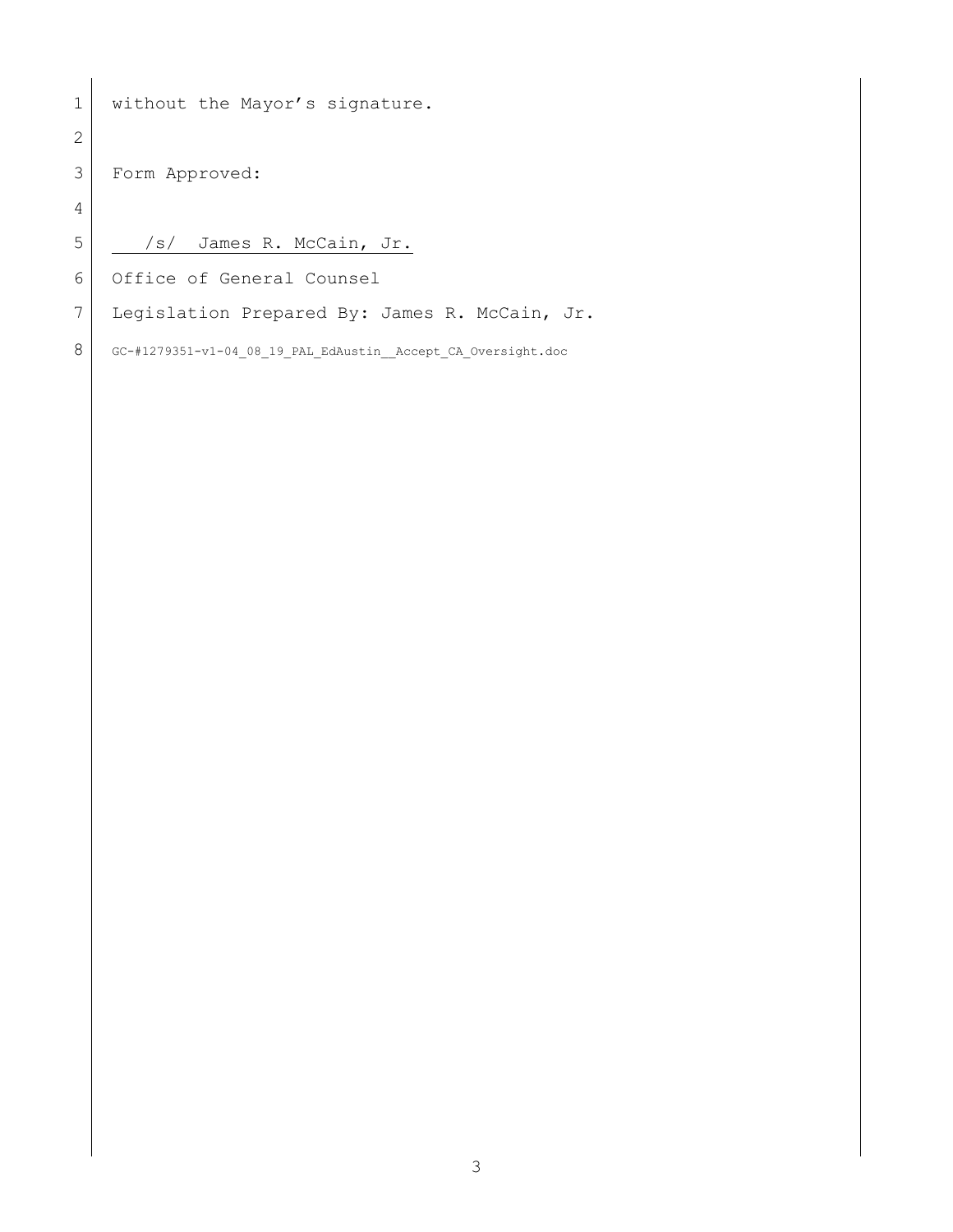without the Mayor's signature.

Form Approved:

/s/ James R. McCain, Jr.

Office of General Counsel

Legislation Prepared By: James R. McCain, Jr.

GC-#1279351-v1-04_08_19_PAL_EdAustin__Accept_CA_Oversight.doc